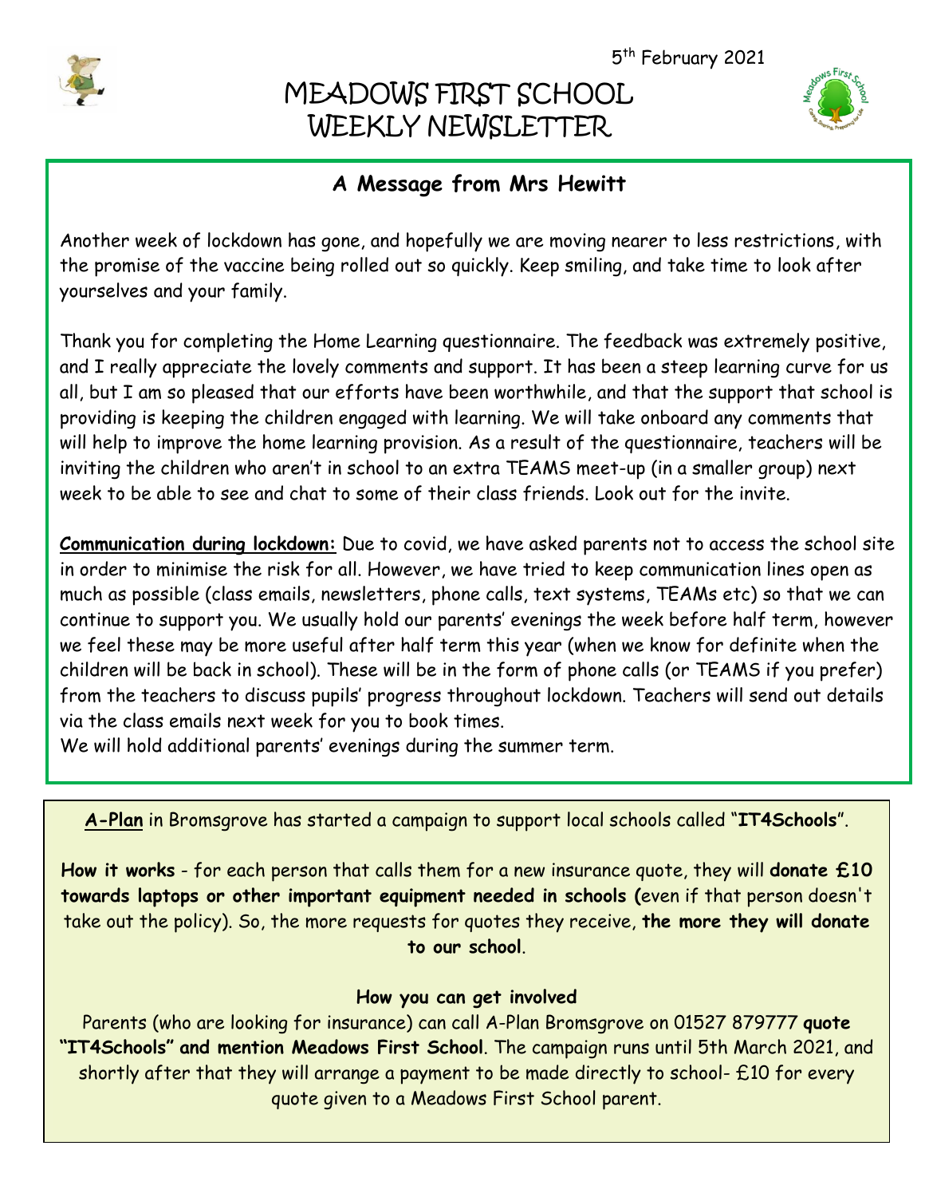5th February 2021

# MEADOWS FIRST SCHOOL WEEKLY NEWSLETTER

## A Message from Mrs Hewitt

Another week of lockdown has gone, and hopefully we are moving nearer to less restrictions, with the promise of the vaccine being rolled out so quickly. Keep smiling, and take time to look after yourselves and your family.

Thank you for completing the Home Learning questionnaire. The feedback was extremely positive, and I really appreciate the lovely comments and support. It has been a steep learning curve for us all, but I am so pleased that our efforts have been worthwhile, and that the support that school is providing is keeping the children engaged with learning. We will take onboard any comments that will help to improve the home learning provision. As a result of the questionnaire, teachers will be inviting the children who aren't in school to an extra TEAMS meet-up (in a smaller group) next week to be able to see and chat to some of their class friends. Look out for the invite.

**Communication during lockdown:** Due to covid, we have asked parents not to access the school site in order to minimise the risk for all. However, we have tried to keep communication lines open as much as possible (class emails, newsletters, phone calls, text systems, TEAMs etc) so that we can continue to support you. We usually hold our parents' evenings the week before half term, however we feel these may be more useful after half term this year (when we know for definite when the children will be back in school). These will be in the form of phone calls (or TEAMS if you prefer) from the teachers to discuss pupils' progress throughout lockdown. Teachers will send out details via the class emails next week for you to book times.
We will hold additional parents' evenings during the summer term.

**A-Plan** in Bromsgrove has started a campaign to support local schools called "**IT4Schools**".

**How it works** - for each person that calls them for a new insurance quote, they will **donate £10 towards laptops or other important equipment needed in schools (**even if that person doesn't take out the policy). So, the more requests for quotes they receive, **the more they will donate to our school**.

**How you can get involved**

Parents (who are looking for insurance) can call A-Plan Bromsgrove on 01527 879777 **quote "IT4Schools" and mention Meadows First School**. The campaign runs until 5th March 2021, and shortly after that they will arrange a payment to be made directly to school- £10 for every quote given to a Meadows First School parent.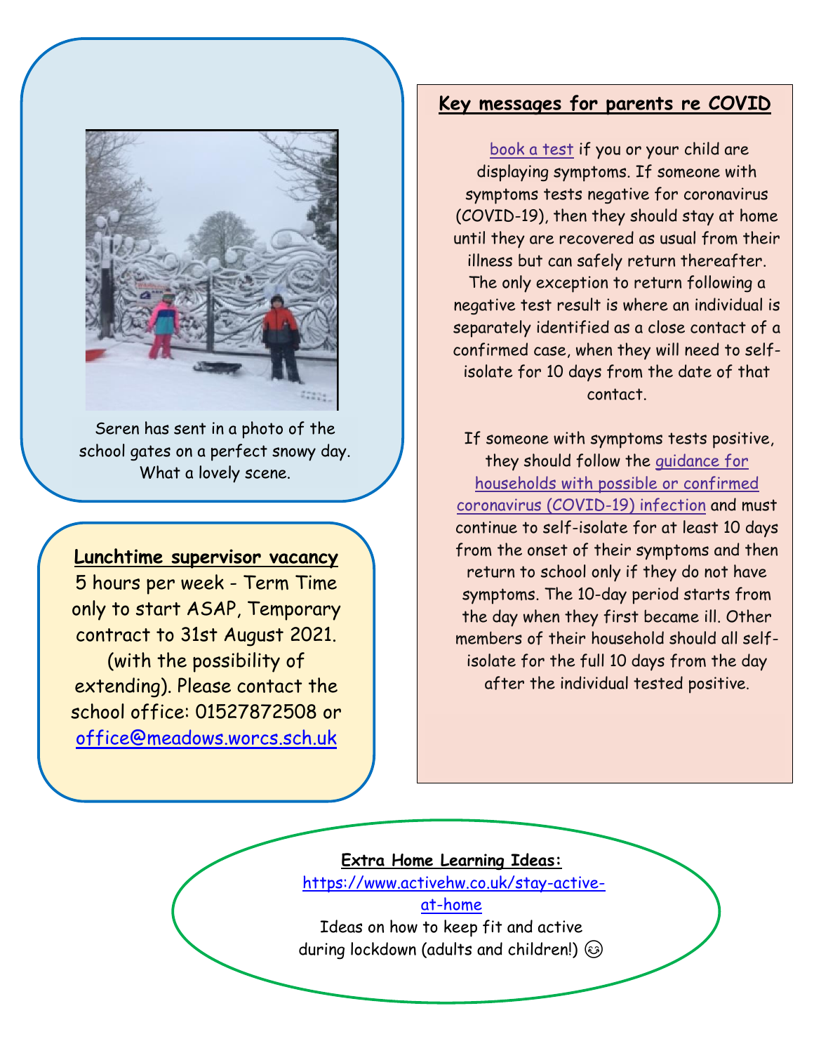Seren has sent in a photo of the school gates on a perfect snowy day. What a lovely scene.

**Lunchtime supervisor vacancy**

5 hours per week - Term Time only to start ASAP, Temporary contract to 31st August 2021. (with the possibility of extending). Please contact the school office: 01527872508 or office@meadows.worcs.sch.uk

## Key messages for parents re COVID

book a test if you or your child are displaying symptoms. If someone with symptoms tests negative for coronavirus (COVID-19), then they should stay at home until they are recovered as usual from their illness but can safely return thereafter. The only exception to return following a negative test result is where an individual is separately identified as a close contact of a confirmed case, when they will need to self-isolate for 10 days from the date of that contact.

If someone with symptoms tests positive, they should follow the guidance for households with possible or confirmed coronavirus (COVID-19) infection and must continue to self-isolate for at least 10 days from the onset of their symptoms and then return to school only if they do not have symptoms. The 10-day period starts from the day when they first became ill. Other members of their household should all self-isolate for the full 10 days from the day after the individual tested positive.

**Extra Home Learning Ideas:**

https://www.activehw.co.uk/stay-active-at-home

Ideas on how to keep fit and active during lockdown (adults and children!) 😉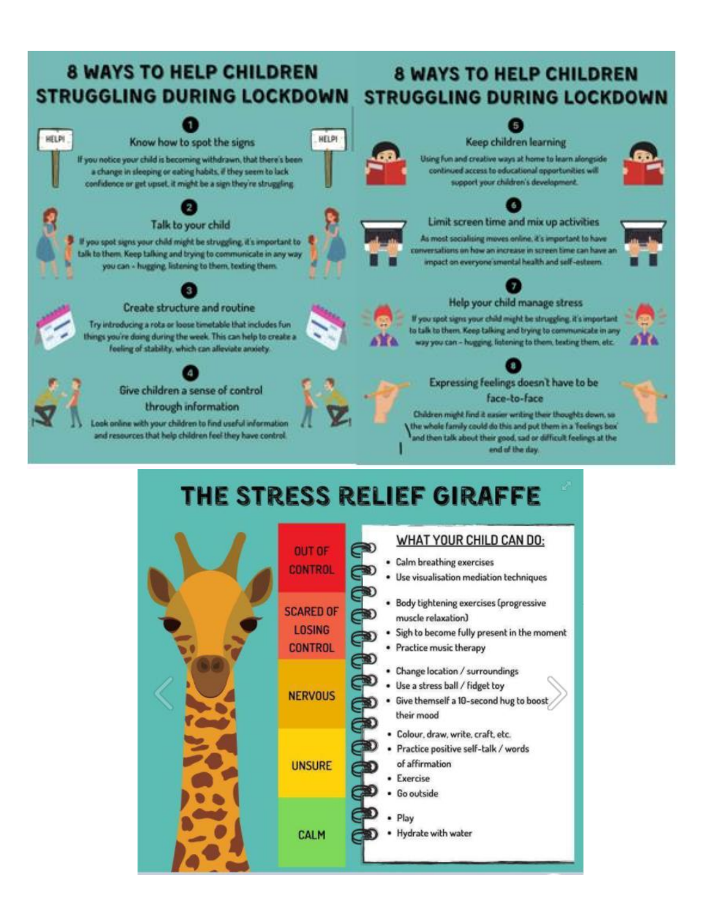# 8 WAYS TO HELP CHILDREN STRUGGLING DURING LOCKDOWN

## 1. Know how to spot the signs

If you notice your child is becoming withdrawn, that there's been a change in sleeping or eating habits, if they seem to lack confidence or get upset, it might be a sign they're struggling.

## 2. Talk to your child

If you spot signs your child might be struggling, it's important to talk to them. Keep talking and trying to communicate in any way you can - hugging, listening to them, texting them.

## 3. Create structure and routine

Try introducing a rota or loose timetable that includes fun things you're doing during the week. This can help to create a feeling of stability, which can alleviate anxiety.

## 4. Give children a sense of control through information

Look online with your children to find useful information and resources that help children feel they have control.

## 5. Keep children learning

Using fun and creative ways at home to learn alongside continued access to educational opportunities will support your children's development.

## 6. Limit screen time and mix up activities

As most socialising moves online, it's important to have conversations on how an increase in screen time can have an impact on everyone'smental health and self-esteem.

## 7. Help your child manage stress

If you spot signs your child might be struggling, it's important to talk to them. Keep talking and trying to communicate in any way you can - hugging, listening to them, texting them, etc.

## 8. Expressing feelings doesn't have to be face-to-face

Children might find it easier writing their thoughts down, so the whole family could do this and put them in a 'Feelings box' and then talk about their good, sad or difficult feelings at the end of the day.

# THE STRESS RELIEF GIRAFFE

OUT OF CONTROL

SCARED OF LOSING CONTROL

NERVOUS

UNSURE

CALM

## WHAT YOUR CHILD CAN DO:

- Calm breathing exercises
- Use visualisation mediation techniques
- Body tightening exercises (progressive muscle relaxation)
- Sigh to become fully present in the moment
- Practice music therapy
- Change location / surroundings
- Use a stress ball / fidget toy
- Give themself a 10-second hug to boost their mood
- Colour, draw, write, craft, etc.
- Practice positive self-talk / words of affirmation
- Exercise
- Go outside
- Play
- Hydrate with water